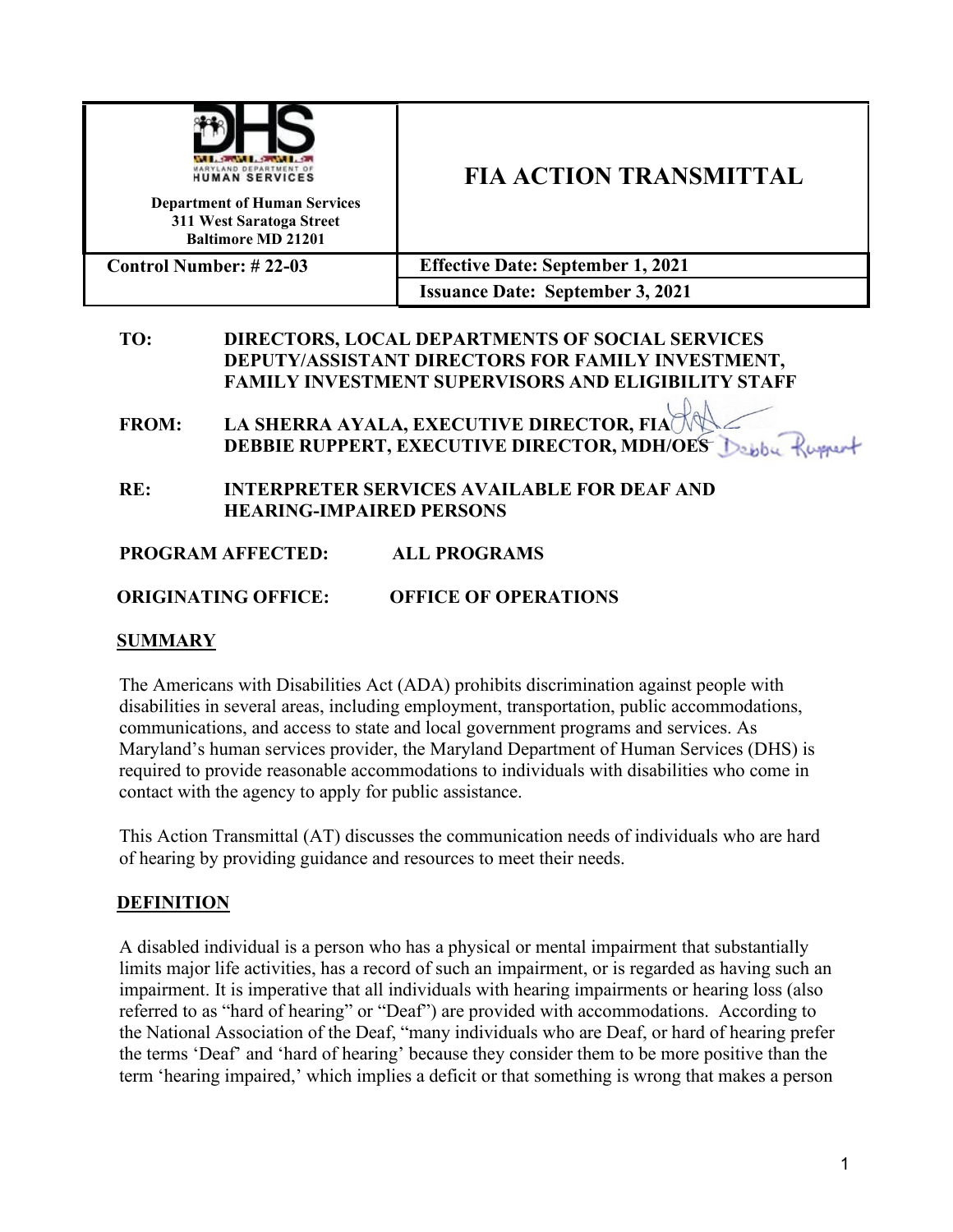| Department of Human Services<br>311 West Saratoga Street<br>Baltimore MD 21201 | **FIA ACTION TRANSMITTAL** |
|---|---|
| **Control Number: # 22-03** | **Effective Date: September 1, 2021** |
| | **Issuance Date: September 3, 2021** |

**TO:** DIRECTORS, LOCAL DEPARTMENTS OF SOCIAL SERVICES
DEPUTY/ASSISTANT DIRECTORS FOR FAMILY INVESTMENT,
FAMILY INVESTMENT SUPERVISORS AND ELIGIBILITY STAFF

**FROM:** LA SHERRA AYALA, EXECUTIVE DIRECTOR, FIA
DEBBIE RUPPERT, EXECUTIVE DIRECTOR, MDH/OES

**RE:** INTERPRETER SERVICES AVAILABLE FOR DEAF AND HEARING-IMPAIRED PERSONS

**PROGRAM AFFECTED:** ALL PROGRAMS

**ORIGINATING OFFICE:** OFFICE OF OPERATIONS

## SUMMARY

The Americans with Disabilities Act (ADA) prohibits discrimination against people with disabilities in several areas, including employment, transportation, public accommodations, communications, and access to state and local government programs and services. As Maryland's human services provider, the Maryland Department of Human Services (DHS) is required to provide reasonable accommodations to individuals with disabilities who come in contact with the agency to apply for public assistance.

This Action Transmittal (AT) discusses the communication needs of individuals who are hard of hearing by providing guidance and resources to meet their needs.

## DEFINITION

A disabled individual is a person who has a physical or mental impairment that substantially limits major life activities, has a record of such an impairment, or is regarded as having such an impairment. It is imperative that all individuals with hearing impairments or hearing loss (also referred to as "hard of hearing" or "Deaf") are provided with accommodations. According to the National Association of the Deaf, "many individuals who are Deaf, or hard of hearing prefer the terms 'Deaf' and 'hard of hearing' because they consider them to be more positive than the term 'hearing impaired,' which implies a deficit or that something is wrong that makes a person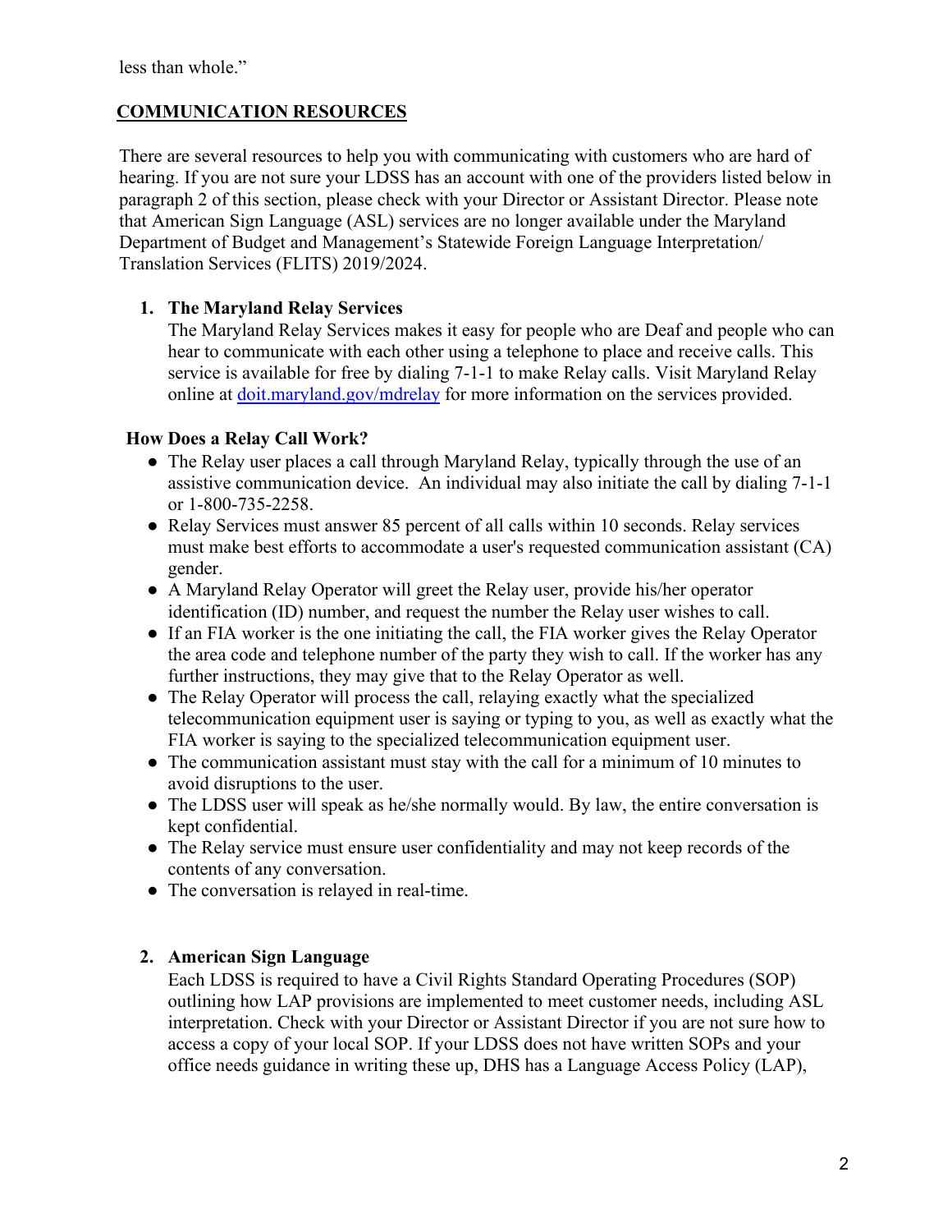less than whole."

## COMMUNICATION RESOURCES

There are several resources to help you with communicating with customers who are hard of hearing. If you are not sure your LDSS has an account with one of the providers listed below in paragraph 2 of this section, please check with your Director or Assistant Director. Please note that American Sign Language (ASL) services are no longer available under the Maryland Department of Budget and Management's Statewide Foreign Language Interpretation/ Translation Services (FLITS) 2019/2024.

1. **The Maryland Relay Services**

   The Maryland Relay Services makes it easy for people who are Deaf and people who can hear to communicate with each other using a telephone to place and receive calls. This service is available for free by dialing 7-1-1 to make Relay calls. Visit Maryland Relay online at [doit.maryland.gov/mdrelay](doit.maryland.gov/mdrelay) for more information on the services provided.

**How Does a Relay Call Work?**

- The Relay user places a call through Maryland Relay, typically through the use of an assistive communication device. An individual may also initiate the call by dialing 7-1-1 or 1-800-735-2258.
- Relay Services must answer 85 percent of all calls within 10 seconds. Relay services must make best efforts to accommodate a user's requested communication assistant (CA) gender.
- A Maryland Relay Operator will greet the Relay user, provide his/her operator identification (ID) number, and request the number the Relay user wishes to call.
- If an FIA worker is the one initiating the call, the FIA worker gives the Relay Operator the area code and telephone number of the party they wish to call. If the worker has any further instructions, they may give that to the Relay Operator as well.
- The Relay Operator will process the call, relaying exactly what the specialized telecommunication equipment user is saying or typing to you, as well as exactly what the FIA worker is saying to the specialized telecommunication equipment user.
- The communication assistant must stay with the call for a minimum of 10 minutes to avoid disruptions to the user.
- The LDSS user will speak as he/she normally would. By law, the entire conversation is kept confidential.
- The Relay service must ensure user confidentiality and may not keep records of the contents of any conversation.
- The conversation is relayed in real-time.

2. **American Sign Language**

   Each LDSS is required to have a Civil Rights Standard Operating Procedures (SOP) outlining how LAP provisions are implemented to meet customer needs, including ASL interpretation. Check with your Director or Assistant Director if you are not sure how to access a copy of your local SOP. If your LDSS does not have written SOPs and your office needs guidance in writing these up, DHS has a Language Access Policy (LAP),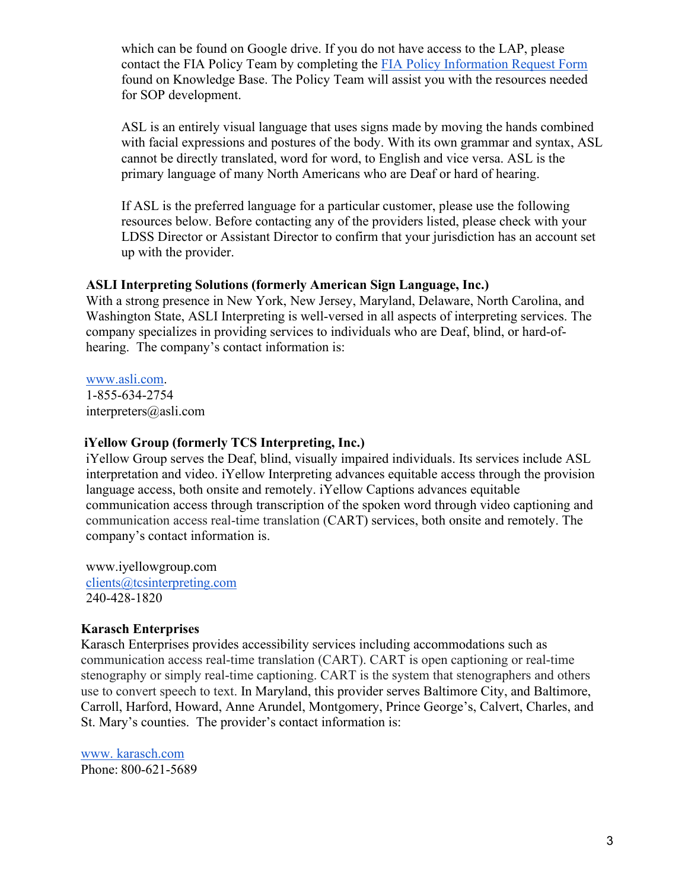which can be found on Google drive. If you do not have access to the LAP, please contact the FIA Policy Team by completing the [FIA Policy Information Request Form](#) found on Knowledge Base. The Policy Team will assist you with the resources needed for SOP development.

ASL is an entirely visual language that uses signs made by moving the hands combined with facial expressions and postures of the body. With its own grammar and syntax, ASL cannot be directly translated, word for word, to English and vice versa. ASL is the primary language of many North Americans who are Deaf or hard of hearing.

If ASL is the preferred language for a particular customer, please use the following resources below. Before contacting any of the providers listed, please check with your LDSS Director or Assistant Director to confirm that your jurisdiction has an account set up with the provider.

**ASLI Interpreting Solutions (formerly American Sign Language, Inc.)**
With a strong presence in New York, New Jersey, Maryland, Delaware, North Carolina, and Washington State, ASLI Interpreting is well-versed in all aspects of interpreting services. The company specializes in providing services to individuals who are Deaf, blind, or hard-of-hearing. The company's contact information is:

[www.asli.com](http://www.asli.com).
1-855-634-2754
interpreters@asli.com

**iYellow Group (formerly TCS Interpreting, Inc.)**
iYellow Group serves the Deaf, blind, visually impaired individuals. Its services include ASL interpretation and video. iYellow Interpreting advances equitable access through the provision language access, both onsite and remotely. iYellow Captions advances equitable communication access through transcription of the spoken word through video captioning and communication access real-time translation (CART) services, both onsite and remotely. The company's contact information is.

www.iyellowgroup.com
[clients@tcsinterpreting.com](mailto:clients@tcsinterpreting.com)
240-428-1820

**Karasch Enterprises**
Karasch Enterprises provides accessibility services including accommodations such as communication access real-time translation (CART). CART is open captioning or real-time stenography or simply real-time captioning. CART is the system that stenographers and others use to convert speech to text. In Maryland, this provider serves Baltimore City, and Baltimore, Carroll, Harford, Howard, Anne Arundel, Montgomery, Prince George's, Calvert, Charles, and St. Mary's counties. The provider's contact information is:

[www. karasch.com](http://www.karasch.com)
Phone: 800-621-5689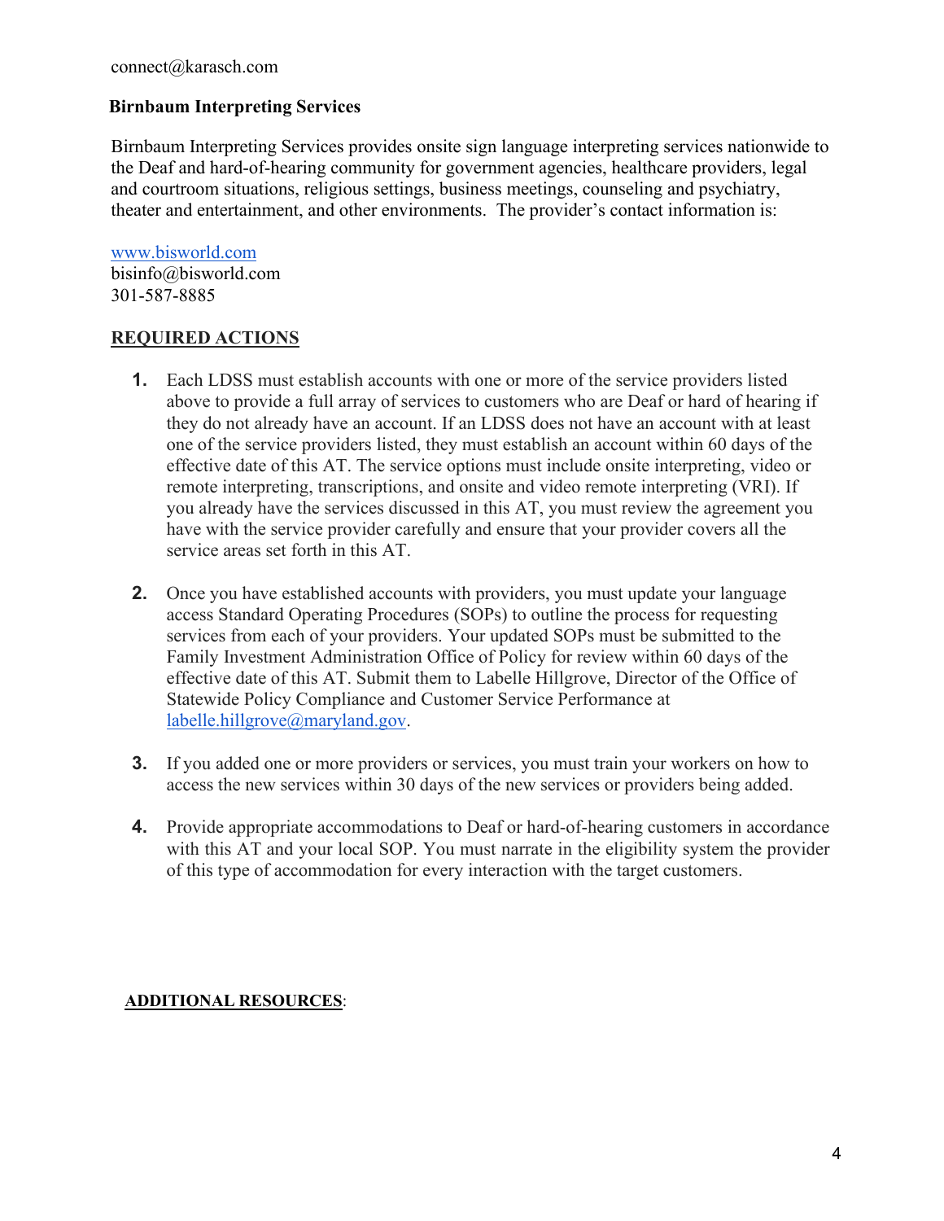connect@karasch.com

**Birnbaum Interpreting Services**

Birnbaum Interpreting Services provides onsite sign language interpreting services nationwide to the Deaf and hard-of-hearing community for government agencies, healthcare providers, legal and courtroom situations, religious settings, business meetings, counseling and psychiatry, theater and entertainment, and other environments. The provider's contact information is:

[www.bisworld.com](http://www.bisworld.com)
bisinfo@bisworld.com
301-587-8885

**REQUIRED ACTIONS**

1. Each LDSS must establish accounts with one or more of the service providers listed above to provide a full array of services to customers who are Deaf or hard of hearing if they do not already have an account. If an LDSS does not have an account with at least one of the service providers listed, they must establish an account within 60 days of the effective date of this AT. The service options must include onsite interpreting, video or remote interpreting, transcriptions, and onsite and video remote interpreting (VRI). If you already have the services discussed in this AT, you must review the agreement you have with the service provider carefully and ensure that your provider covers all the service areas set forth in this AT.

2. Once you have established accounts with providers, you must update your language access Standard Operating Procedures (SOPs) to outline the process for requesting services from each of your providers. Your updated SOPs must be submitted to the Family Investment Administration Office of Policy for review within 60 days of the effective date of this AT. Submit them to Labelle Hillgrove, Director of the Office of Statewide Policy Compliance and Customer Service Performance at [labelle.hillgrove@maryland.gov](mailto:labelle.hillgrove@maryland.gov).

3. If you added one or more providers or services, you must train your workers on how to access the new services within 30 days of the new services or providers being added.

4. Provide appropriate accommodations to Deaf or hard-of-hearing customers in accordance with this AT and your local SOP. You must narrate in the eligibility system the provider of this type of accommodation for every interaction with the target customers.

**ADDITIONAL RESOURCES**: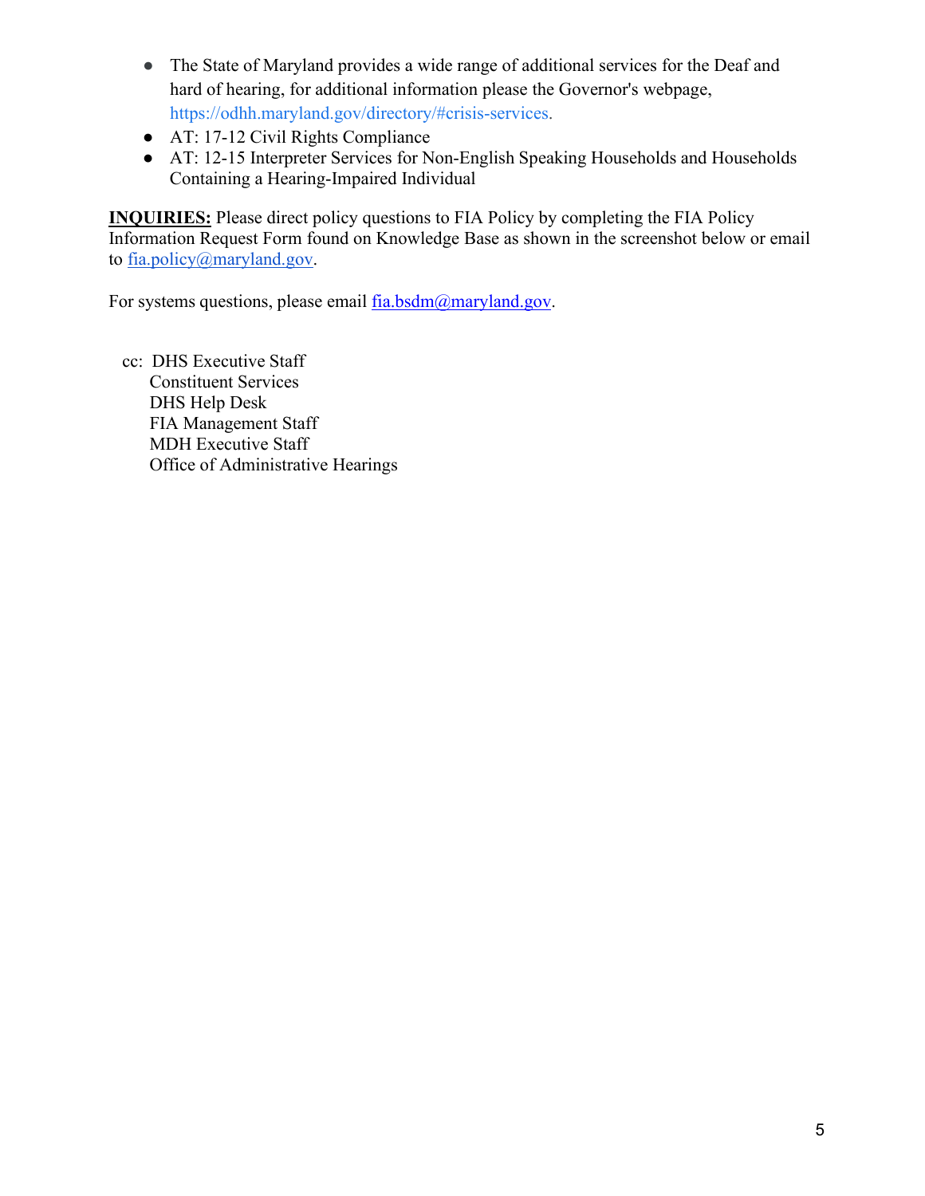- The State of Maryland provides a wide range of additional services for the Deaf and hard of hearing, for additional information please the Governor's webpage, https://odhh.maryland.gov/directory/#crisis-services.
- AT: 17-12 Civil Rights Compliance
- AT: 12-15 Interpreter Services for Non-English Speaking Households and Households Containing a Hearing-Impaired Individual

**INQUIRIES:** Please direct policy questions to FIA Policy by completing the FIA Policy Information Request Form found on Knowledge Base as shown in the screenshot below or email to fia.policy@maryland.gov.

For systems questions, please email fia.bsdm@maryland.gov.

cc: DHS Executive Staff
Constituent Services
DHS Help Desk
FIA Management Staff
MDH Executive Staff
Office of Administrative Hearings